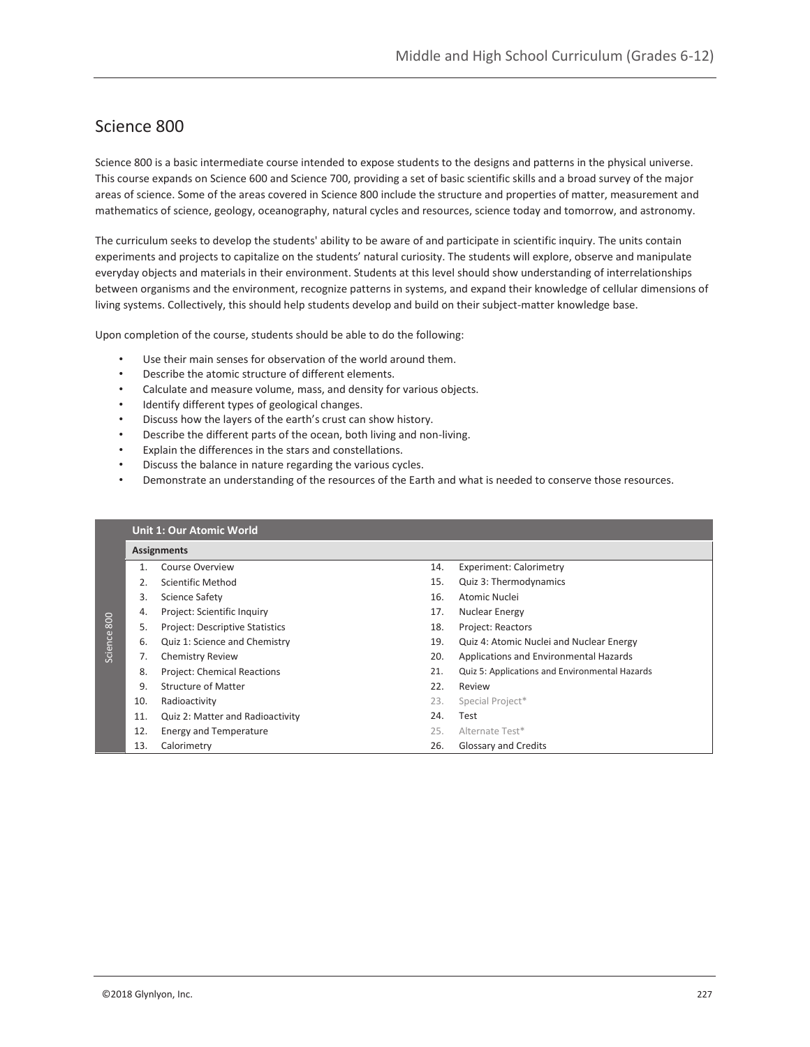## Science 800

Science 800 is a basic intermediate course intended to expose students to the designs and patterns in the physical universe. This course expands on Science 600 and Science 700, providing a set of basic scientific skills and a broad survey of the major areas of science. Some of the areas covered in Science 800 include the structure and properties of matter, measurement and mathematics of science, geology, oceanography, natural cycles and resources, science today and tomorrow, and astronomy.

The curriculum seeks to develop the students' ability to be aware of and participate in scientific inquiry. The units contain experiments and projects to capitalize on the students' natural curiosity. The students will explore, observe and manipulate everyday objects and materials in their environment. Students at this level should show understanding of interrelationships between organisms and the environment, recognize patterns in systems, and expand their knowledge of cellular dimensions of living systems. Collectively, this should help students develop and build on their subject-matter knowledge base.

Upon completion of the course, students should be able to do the following:

- Use their main senses for observation of the world around them.
- Describe the atomic structure of different elements.
- Calculate and measure volume, mass, and density for various objects.
- Identify different types of geological changes.
- Discuss how the layers of the earth's crust can show history.
- Describe the different parts of the ocean, both living and non-living.
- Explain the differences in the stars and constellations.
- Discuss the balance in nature regarding the various cycles.
- Demonstrate an understanding of the resources of the Earth and what is needed to conserve those resources.

**Unit 1: Our Atomic World**

| Assignments | | | |
|---|---|---|---|
| 1. | Course Overview | 14. | Experiment: Calorimetry |
| 2. | Scientific Method | 15. | Quiz 3: Thermodynamics |
| 3. | Science Safety | 16. | Atomic Nuclei |
| 4. | Project: Scientific Inquiry | 17. | Nuclear Energy |
| 5. | Project: Descriptive Statistics | 18. | Project: Reactors |
| 6. | Quiz 1: Science and Chemistry | 19. | Quiz 4: Atomic Nuclei and Nuclear Energy |
| 7. | Chemistry Review | 20. | Applications and Environmental Hazards |
| 8. | Project: Chemical Reactions | 21. | Quiz 5: Applications and Environmental Hazards |
| 9. | Structure of Matter | 22. | Review |
| 10. | Radioactivity | 23. | Special Project* |
| 11. | Quiz 2: Matter and Radioactivity | 24. | Test |
| 12. | Energy and Temperature | 25. | Alternate Test* |
| 13. | Calorimetry | 26. | Glossary and Credits |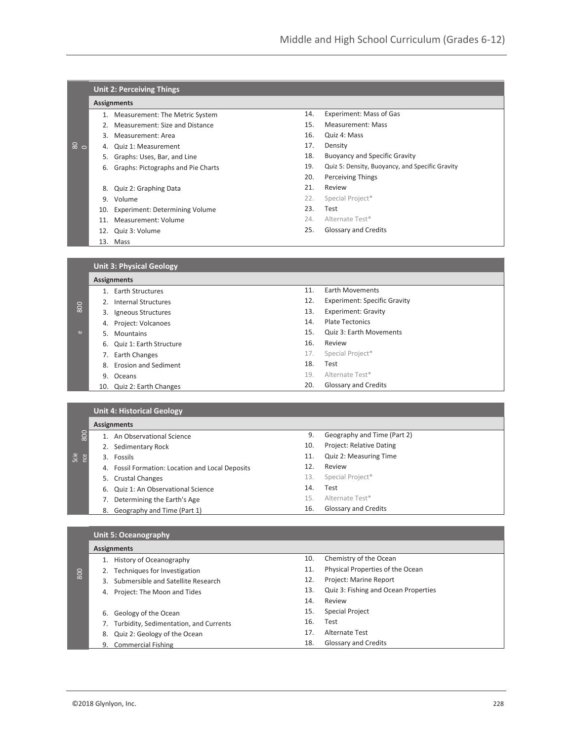## Unit 2: Perceiving Things

**Assignments**

1. Measurement: The Metric System
2. Measurement: Size and Distance
3. Measurement: Area
4. Quiz 1: Measurement
5. Graphs: Uses, Bar, and Line
6. Graphs: Pictographs and Pie Charts

8. Quiz 2: Graphing Data
9. Volume
10. Experiment: Determining Volume
11. Measurement: Volume
12. Quiz 3: Volume
13. Mass
14. Experiment: Mass of Gas
15. Measurement: Mass
16. Quiz 4: Mass
17. Density
18. Buoyancy and Specific Gravity
19. Quiz 5: Density, Buoyancy, and Specific Gravity
20. Perceiving Things
21. Review
22. Special Project*
23. Test
24. Alternate Test*
25. Glossary and Credits

## Unit 3: Physical Geology

**Assignments**

1. Earth Structures
2. Internal Structures
3. Igneous Structures
4. Project: Volcanoes
5. Mountains
6. Quiz 1: Earth Structure
7. Earth Changes
8. Erosion and Sediment
9. Oceans
10. Quiz 2: Earth Changes
11. Earth Movements
12. Experiment: Specific Gravity
13. Experiment: Gravity
14. Plate Tectonics
15. Quiz 3: Earth Movements
16. Review
17. Special Project*
18. Test
19. Alternate Test*
20. Glossary and Credits

## Unit 4: Historical Geology

**Assignments**

1. An Observational Science
2. Sedimentary Rock
3. Fossils
4. Fossil Formation: Location and Local Deposits
5. Crustal Changes
6. Quiz 1: An Observational Science
7. Determining the Earth's Age
8. Geography and Time (Part 1)
9. Geography and Time (Part 2)
10. Project: Relative Dating
11. Quiz 2: Measuring Time
12. Review
13. Special Project*
14. Test
15. Alternate Test*
16. Glossary and Credits

## Unit 5: Oceanography

**Assignments**

1. History of Oceanography
2. Techniques for Investigation
3. Submersible and Satellite Research
4. Project: The Moon and Tides

6. Geology of the Ocean
7. Turbidity, Sedimentation, and Currents
8. Quiz 2: Geology of the Ocean
9. Commercial Fishing
10. Chemistry of the Ocean
11. Physical Properties of the Ocean
12. Project: Marine Report
13. Quiz 3: Fishing and Ocean Properties
14. Review
15. Special Project
16. Test
17. Alternate Test
18. Glossary and Credits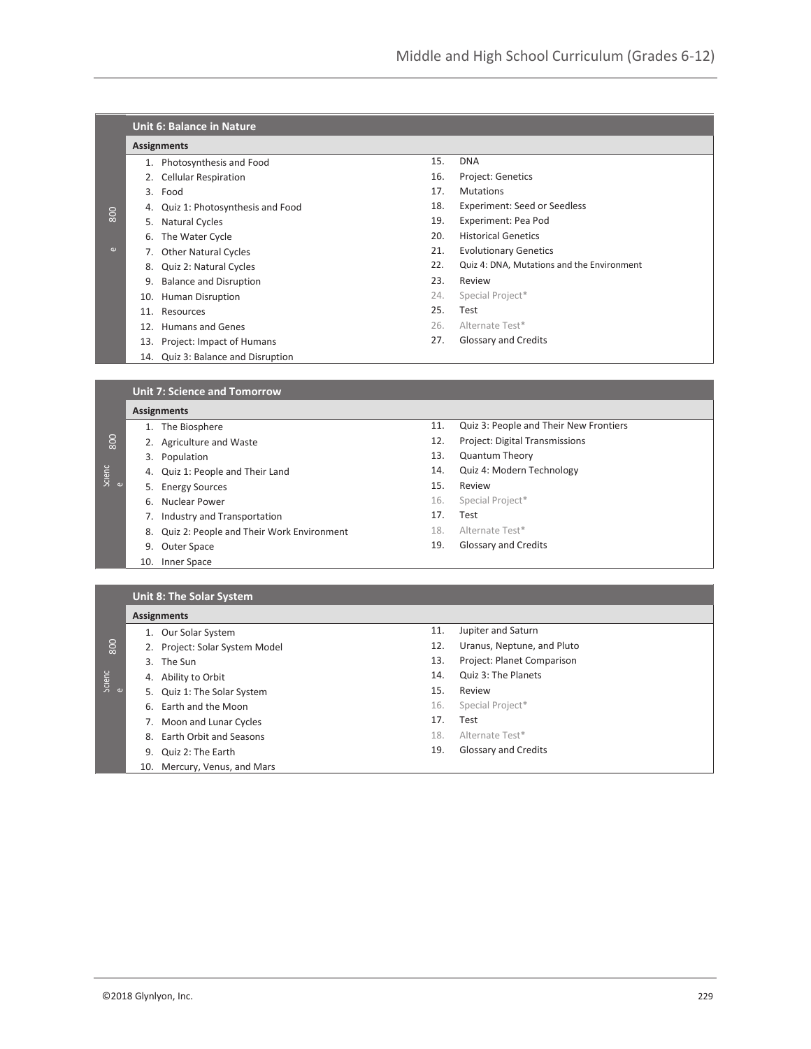## Unit 6: Balance in Nature

**Assignments**

1. Photosynthesis and Food
2. Cellular Respiration
3. Food
4. Quiz 1: Photosynthesis and Food
5. Natural Cycles
6. The Water Cycle
7. Other Natural Cycles
8. Quiz 2: Natural Cycles
9. Balance and Disruption
10. Human Disruption
11. Resources
12. Humans and Genes
13. Project: Impact of Humans
14. Quiz 3: Balance and Disruption
15. DNA
16. Project: Genetics
17. Mutations
18. Experiment: Seed or Seedless
19. Experiment: Pea Pod
20. Historical Genetics
21. Evolutionary Genetics
22. Quiz 4: DNA, Mutations and the Environment
23. Review
24. Special Project*
25. Test
26. Alternate Test*
27. Glossary and Credits

## Unit 7: Science and Tomorrow

**Assignments**

1. The Biosphere
2. Agriculture and Waste
3. Population
4. Quiz 1: People and Their Land
5. Energy Sources
6. Nuclear Power
7. Industry and Transportation
8. Quiz 2: People and Their Work Environment
9. Outer Space
10. Inner Space
11. Quiz 3: People and Their New Frontiers
12. Project: Digital Transmissions
13. Quantum Theory
14. Quiz 4: Modern Technology
15. Review
16. Special Project*
17. Test
18. Alternate Test*
19. Glossary and Credits

## Unit 8: The Solar System

**Assignments**

1. Our Solar System
2. Project: Solar System Model
3. The Sun
4. Ability to Orbit
5. Quiz 1: The Solar System
6. Earth and the Moon
7. Moon and Lunar Cycles
8. Earth Orbit and Seasons
9. Quiz 2: The Earth
10. Mercury, Venus, and Mars
11. Jupiter and Saturn
12. Uranus, Neptune, and Pluto
13. Project: Planet Comparison
14. Quiz 3: The Planets
15. Review
16. Special Project*
17. Test
18. Alternate Test*
19. Glossary and Credits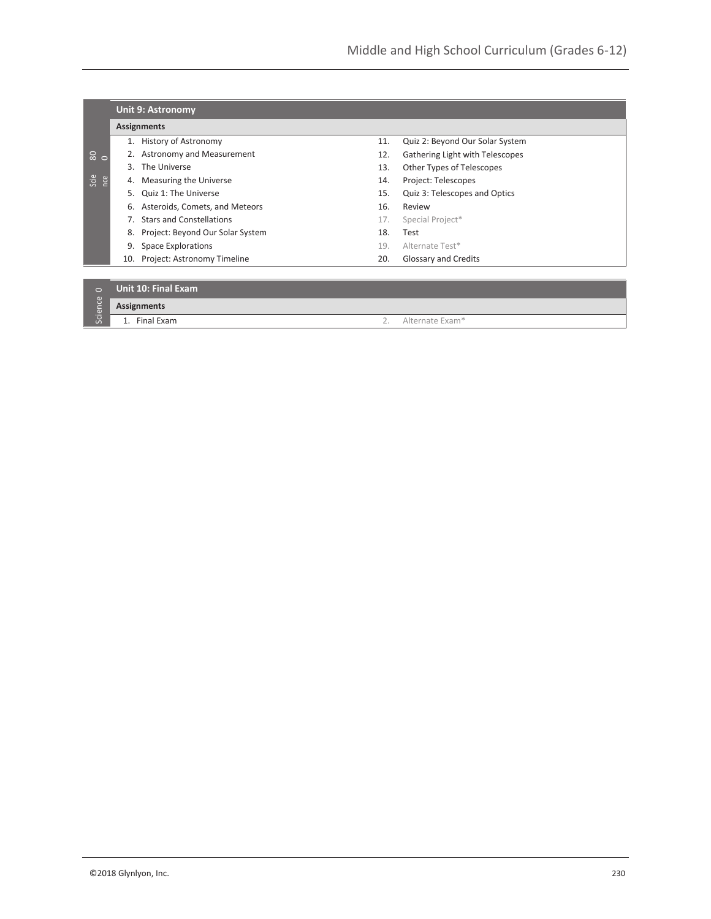| Unit 9: Astronomy | |
|---|---|
| **Assignments** | |
| 1. History of Astronomy | 11. Quiz 2: Beyond Our Solar System |
| 2. Astronomy and Measurement | 12. Gathering Light with Telescopes |
| 3. The Universe | 13. Other Types of Telescopes |
| 4. Measuring the Universe | 14. Project: Telescopes |
| 5. Quiz 1: The Universe | 15. Quiz 3: Telescopes and Optics |
| 6. Asteroids, Comets, and Meteors | 16. Review |
| 7. Stars and Constellations | 17. Special Project* |
| 8. Project: Beyond Our Solar System | 18. Test |
| 9. Space Explorations | 19. Alternate Test* |
| 10. Project: Astronomy Timeline | 20. Glossary and Credits |

| Unit 10: Final Exam | |
|---|---|
| **Assignments** | |
| 1. Final Exam | 2. Alternate Exam* |